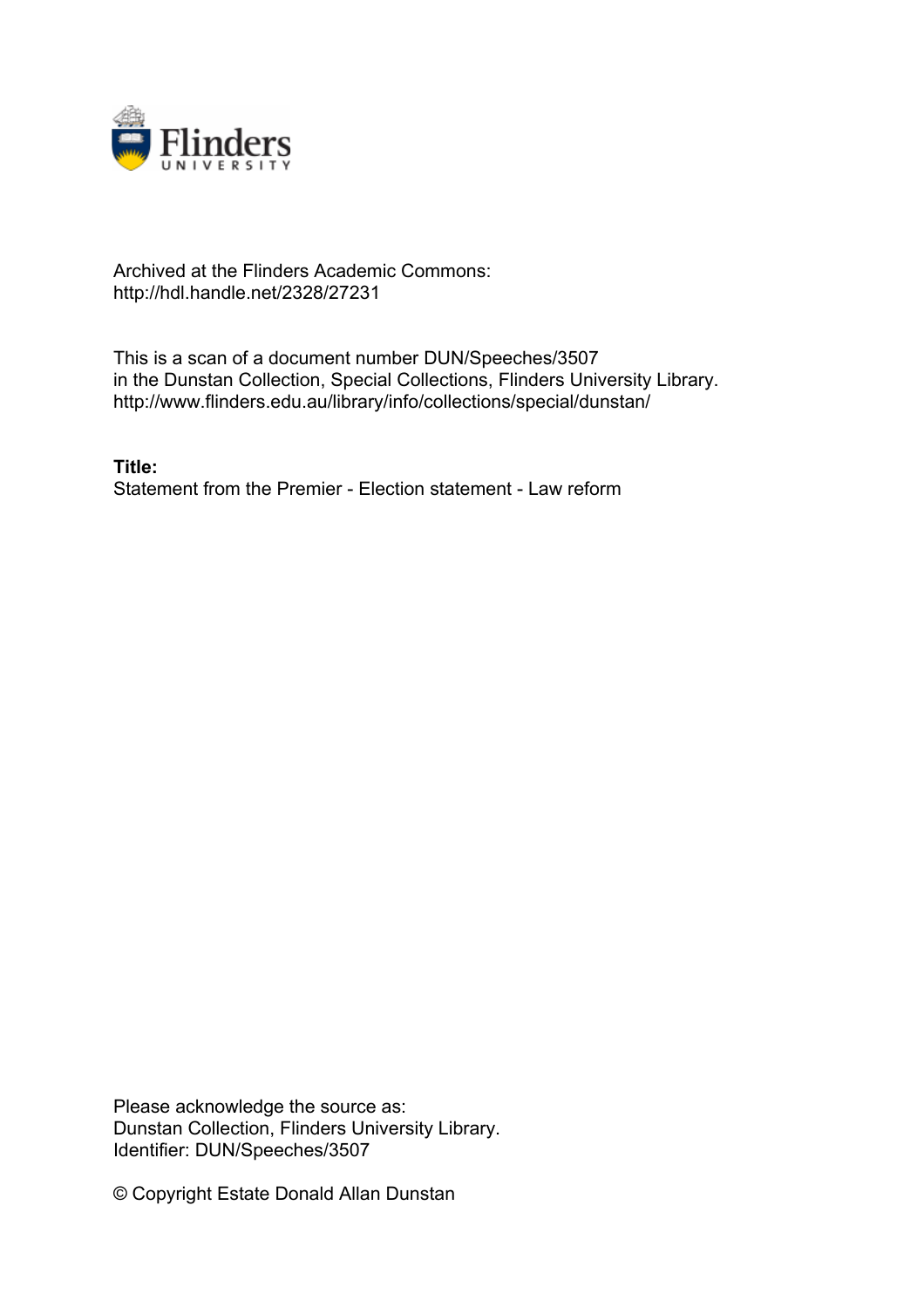Archived at the Flinders Academic Commons:
http://hdl.handle.net/2328/27231

This is a scan of a document number DUN/Speeches/3507
in the Dunstan Collection, Special Collections, Flinders University Library.
http://www.flinders.edu.au/library/info/collections/special/dunstan/

**Title:**
Statement from the Premier - Election statement - Law reform

Please acknowledge the source as:
Dunstan Collection, Flinders University Library.
Identifier: DUN/Speeches/3507

© Copyright Estate Donald Allan Dunstan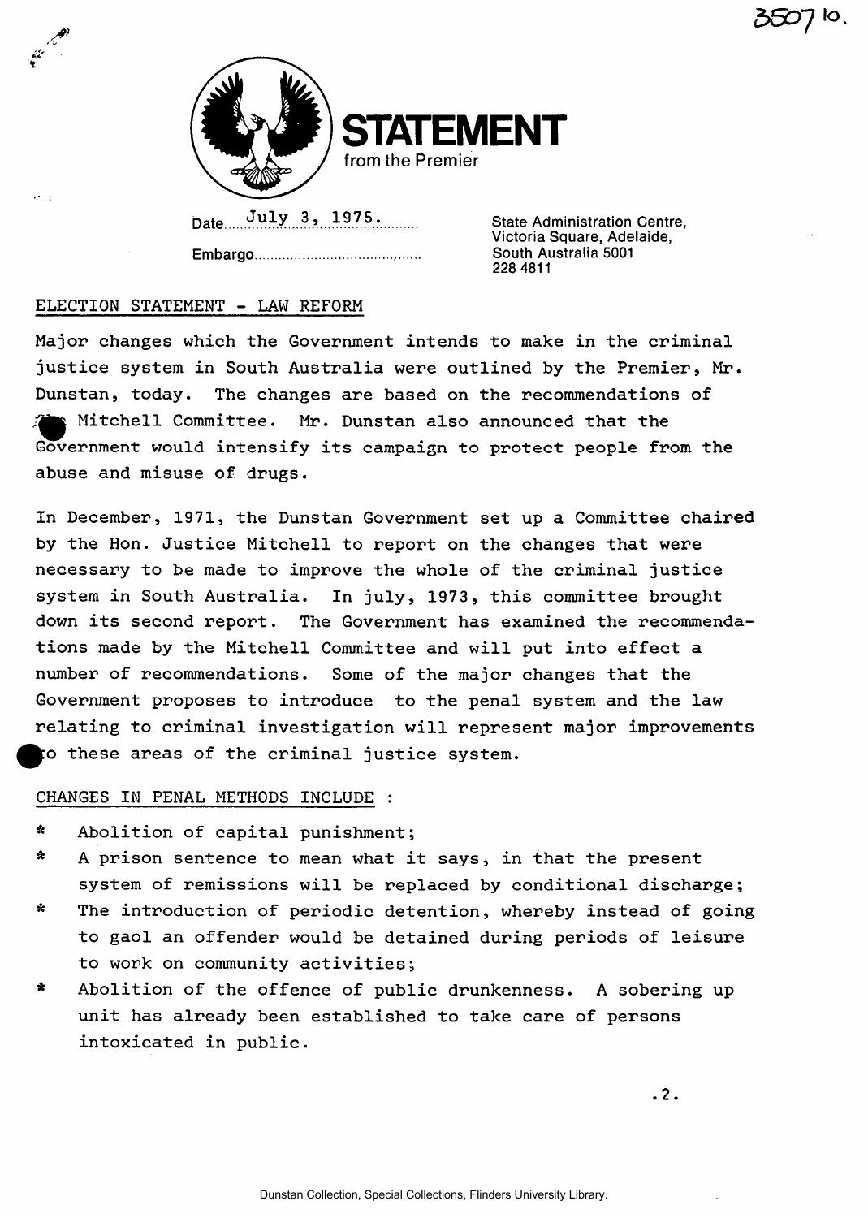# STATEMENT

from the Premier

Date July 3, 1975.

Embargo

State Administration Centre,
Victoria Square, Adelaide,
South Australia 5001
228 4811

ELECTION STATEMENT - LAW REFORM

Major changes which the Government intends to make in the criminal justice system in South Australia were outlined by the Premier, Mr. Dunstan, today. The changes are based on the recommendations of the Mitchell Committee. Mr. Dunstan also announced that the Government would intensify its campaign to protect people from the abuse and misuse of drugs.

In December, 1971, the Dunstan Government set up a Committee chaired by the Hon. Justice Mitchell to report on the changes that were necessary to be made to improve the whole of the criminal justice system in South Australia. In july, 1973, this committee brought down its second report. The Government has examined the recommendations made by the Mitchell Committee and will put into effect a number of recommendations. Some of the major changes that the Government proposes to introduce to the penal system and the law relating to criminal investigation will represent major improvements to these areas of the criminal justice system.

CHANGES IN PENAL METHODS INCLUDE :

* Abolition of capital punishment;
* A prison sentence to mean what it says, in that the present system of remissions will be replaced by conditional discharge;
* The introduction of periodic detention, whereby instead of going to gaol an offender would be detained during periods of leisure to work on community activities;
* Abolition of the offence of public drunkenness. A sobering up unit has already been established to take care of persons intoxicated in public.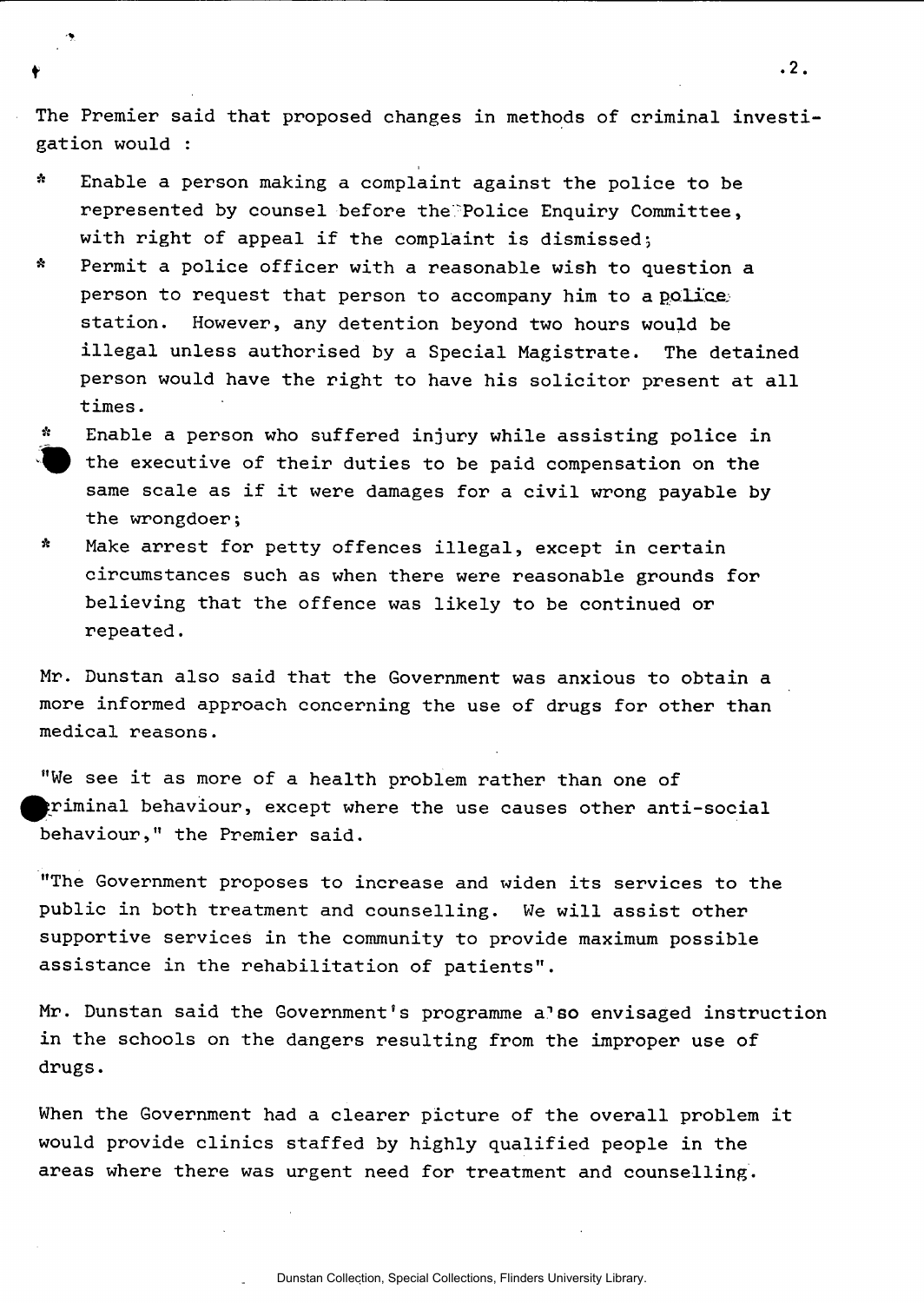The Premier said that proposed changes in methods of criminal investigation would :

* Enable a person making a complaint against the police to be represented by counsel before the Police Enquiry Committee, with right of appeal if the complaint is dismissed;
* Permit a police officer with a reasonable wish to question a person to request that person to accompany him to a police station. However, any detention beyond two hours would be illegal unless authorised by a Special Magistrate. The detained person would have the right to have his solicitor present at all times.
* Enable a person who suffered injury while assisting police in the executive of their duties to be paid compensation on the same scale as if it were damages for a civil wrong payable by the wrongdoer;
* Make arrest for petty offences illegal, except in certain circumstances such as when there were reasonable grounds for believing that the offence was likely to be continued or repeated.

Mr. Dunstan also said that the Government was anxious to obtain a more informed approach concerning the use of drugs for other than medical reasons.

"We see it as more of a health problem rather than one of criminal behaviour, except where the use causes other anti-social behaviour," the Premier said.

"The Government proposes to increase and widen its services to the public in both treatment and counselling. We will assist other supportive services in the community to provide maximum possible assistance in the rehabilitation of patients".

Mr. Dunstan said the Government's programme also envisaged instruction in the schools on the dangers resulting from the improper use of drugs.

When the Government had a clearer picture of the overall problem it would provide clinics staffed by highly qualified people in the areas where there was urgent need for treatment and counselling.